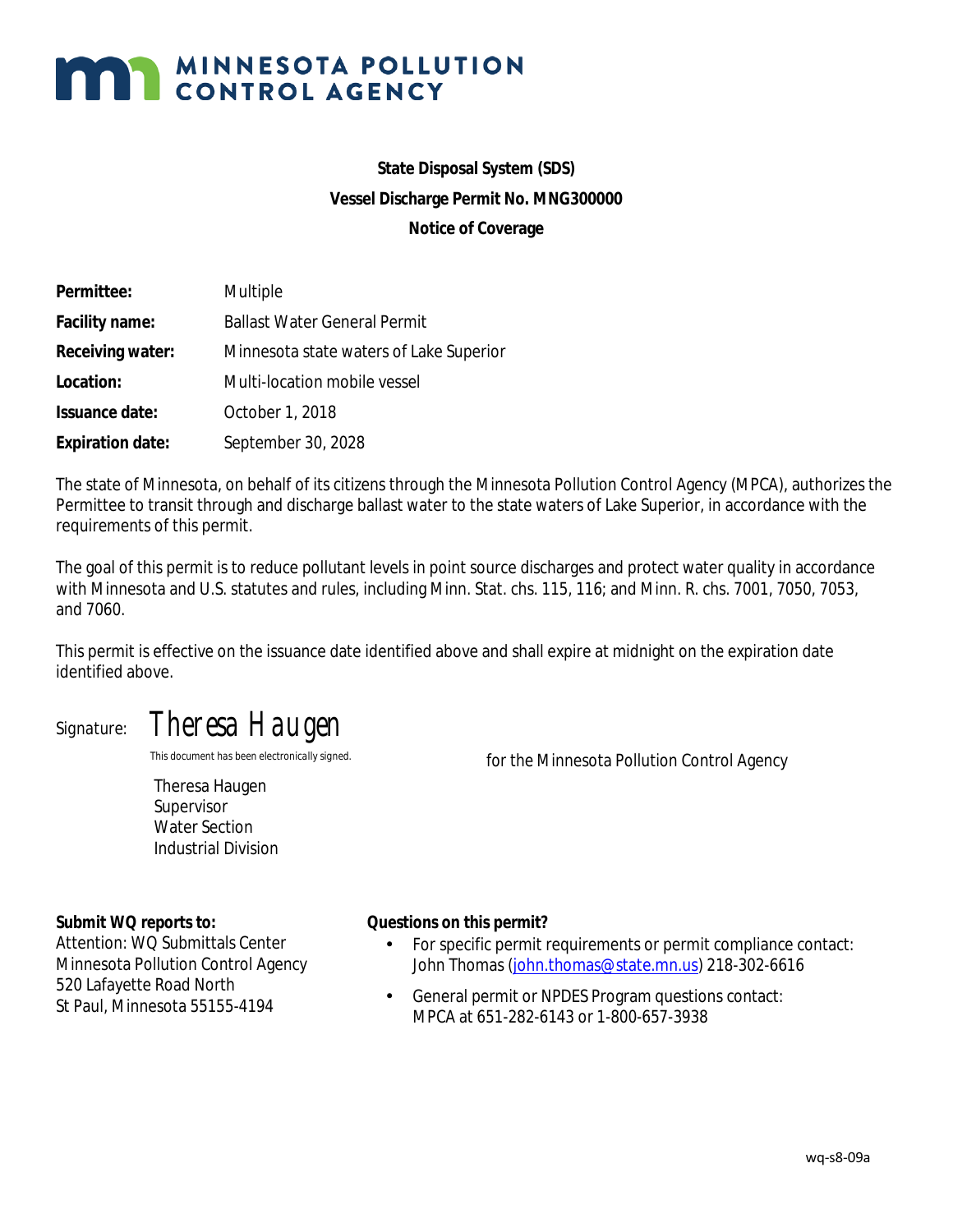# MINNESOTA POLLUTION CONTROL AGENCY

**State Disposal System (SDS)**

**Vessel Discharge Permit No. MNG300000**

**Notice of Coverage**

| | |
|---|---|
| **Permittee:** | Multiple |
| **Facility name:** | Ballast Water General Permit |
| **Receiving water:** | Minnesota state waters of Lake Superior |
| **Location:** | Multi-location mobile vessel |
| **Issuance date:** | October 1, 2018 |
| **Expiration date:** | September 30, 2028 |

The state of Minnesota, on behalf of its citizens through the Minnesota Pollution Control Agency (MPCA), authorizes the Permittee to transit through and discharge ballast water to the state waters of Lake Superior, in accordance with the requirements of this permit.

The goal of this permit is to reduce pollutant levels in point source discharges and protect water quality in accordance with Minnesota and U.S. statutes and rules, including Minn. Stat. chs. 115, 116; and Minn. R. chs. 7001, 7050, 7053, and 7060.

This permit is effective on the issuance date identified above and shall expire at midnight on the expiration date identified above.

Signature: *Theresa Haugen*

This document has been electronically signed.

for the Minnesota Pollution Control Agency

Theresa Haugen
Supervisor
Water Section
Industrial Division

**Submit WQ reports to:**
Attention: WQ Submittals Center
Minnesota Pollution Control Agency
520 Lafayette Road North
St Paul, Minnesota 55155-4194

**Questions on this permit?**

- For specific permit requirements or permit compliance contact: John Thomas (john.thomas@state.mn.us) 218-302-6616
- General permit or NPDES Program questions contact: MPCA at 651-282-6143 or 1-800-657-3938

wq-s8-09a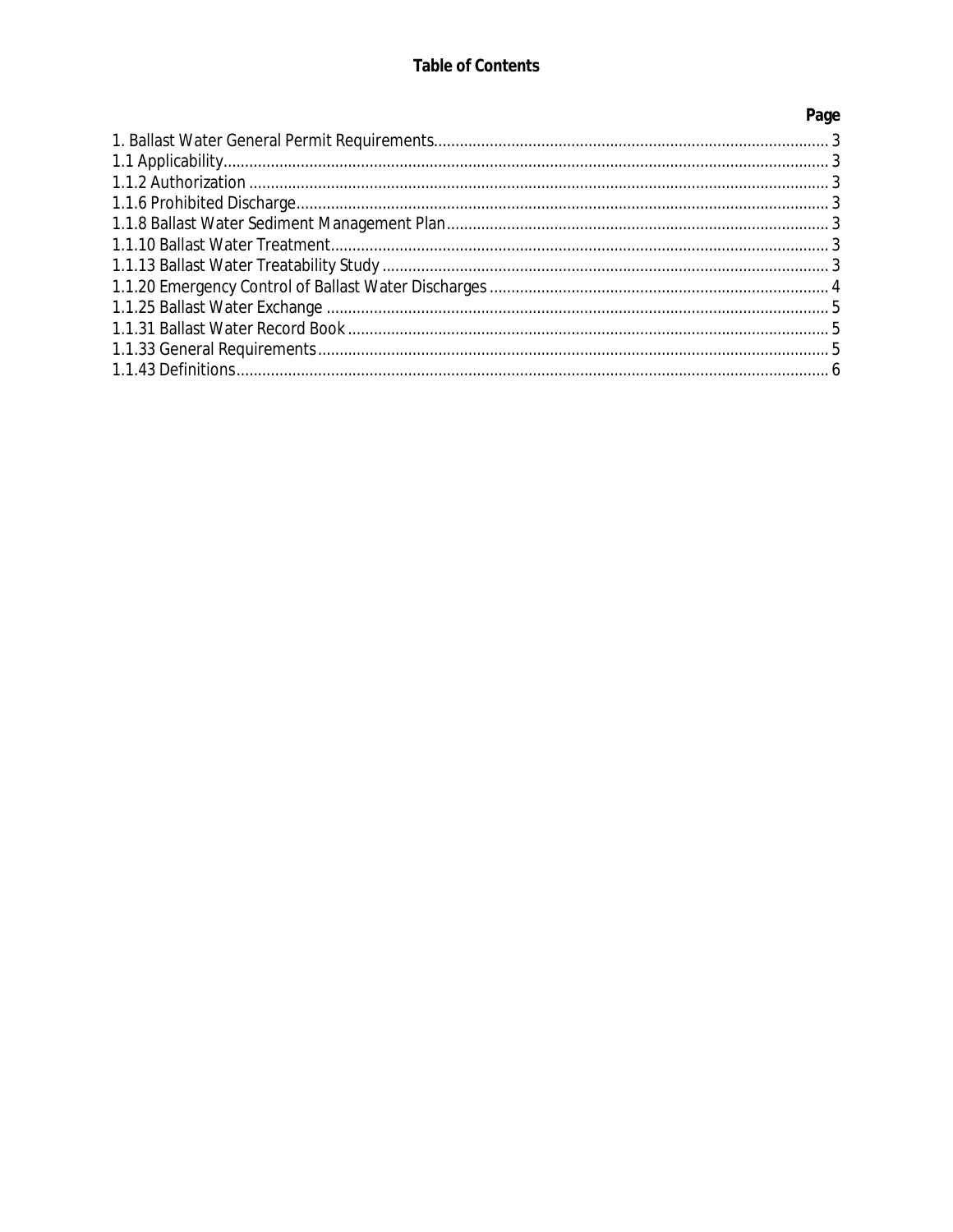# Table of Contents

| | Page |
|---|---|
| 1. Ballast Water General Permit Requirements | 3 |
| 1.1 Applicability | 3 |
| 1.1.2 Authorization | 3 |
| 1.1.6 Prohibited Discharge | 3 |
| 1.1.8 Ballast Water Sediment Management Plan | 3 |
| 1.1.10 Ballast Water Treatment | 3 |
| 1.1.13 Ballast Water Treatability Study | 3 |
| 1.1.20 Emergency Control of Ballast Water Discharges | 4 |
| 1.1.25 Ballast Water Exchange | 5 |
| 1.1.31 Ballast Water Record Book | 5 |
| 1.1.33 General Requirements | 5 |
| 1.1.43 Definitions | 6 |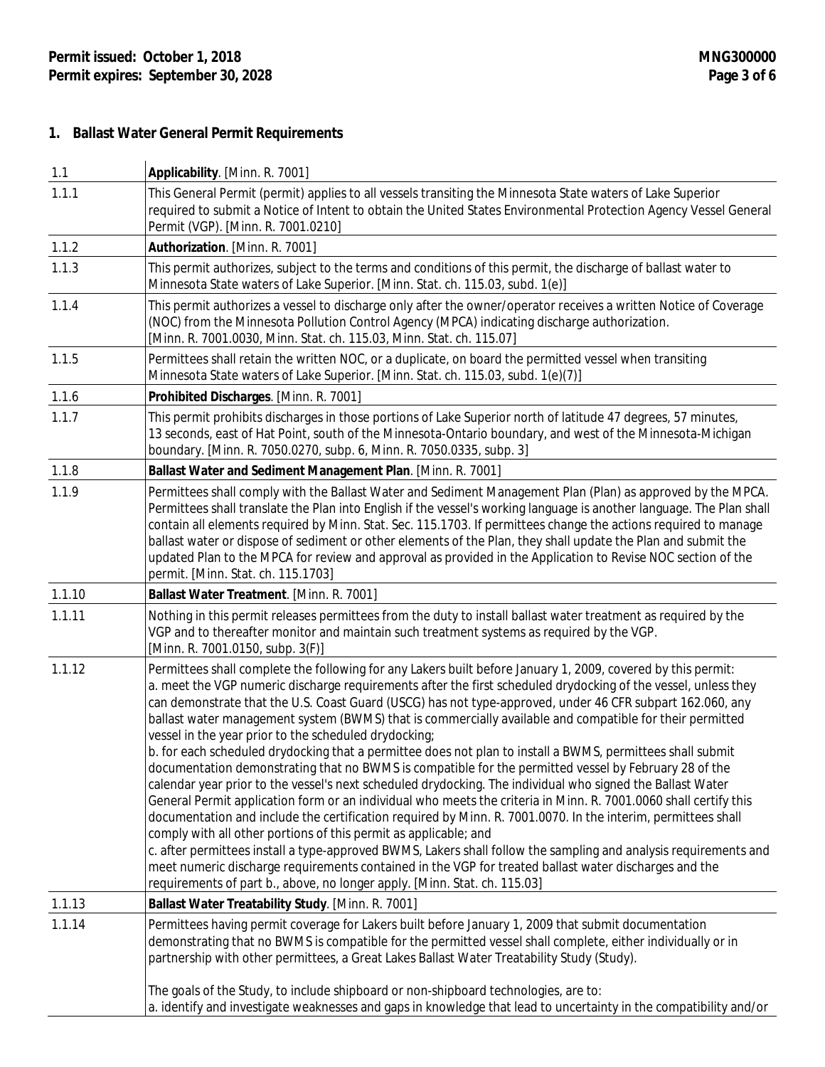## 1. Ballast Water General Permit Requirements

| | |
|---|---|
| 1.1 | **Applicability**. [Minn. R. 7001] |
| 1.1.1 | This General Permit (permit) applies to all vessels transiting the Minnesota State waters of Lake Superior required to submit a Notice of Intent to obtain the United States Environmental Protection Agency Vessel General Permit (VGP). [Minn. R. 7001.0210] |
| 1.1.2 | **Authorization**. [Minn. R. 7001] |
| 1.1.3 | This permit authorizes, subject to the terms and conditions of this permit, the discharge of ballast water to Minnesota State waters of Lake Superior. [Minn. Stat. ch. 115.03, subd. 1(e)] |
| 1.1.4 | This permit authorizes a vessel to discharge only after the owner/operator receives a written Notice of Coverage (NOC) from the Minnesota Pollution Control Agency (MPCA) indicating discharge authorization. [Minn. R. 7001.0030, Minn. Stat. ch. 115.03, Minn. Stat. ch. 115.07] |
| 1.1.5 | Permittees shall retain the written NOC, or a duplicate, on board the permitted vessel when transiting Minnesota State waters of Lake Superior. [Minn. Stat. ch. 115.03, subd. 1(e)(7)] |
| 1.1.6 | **Prohibited Discharges**. [Minn. R. 7001] |
| 1.1.7 | This permit prohibits discharges in those portions of Lake Superior north of latitude 47 degrees, 57 minutes, 13 seconds, east of Hat Point, south of the Minnesota-Ontario boundary, and west of the Minnesota-Michigan boundary. [Minn. R. 7050.0270, subp. 6, Minn. R. 7050.0335, subp. 3] |
| 1.1.8 | **Ballast Water and Sediment Management Plan**. [Minn. R. 7001] |
| 1.1.9 | Permittees shall comply with the Ballast Water and Sediment Management Plan (Plan) as approved by the MPCA. Permittees shall translate the Plan into English if the vessel's working language is another language. The Plan shall contain all elements required by Minn. Stat. Sec. 115.1703. If permittees change the actions required to manage ballast water or dispose of sediment or other elements of the Plan, they shall update the Plan and submit the updated Plan to the MPCA for review and approval as provided in the Application to Revise NOC section of the permit. [Minn. Stat. ch. 115.1703] |
| 1.1.10 | **Ballast Water Treatment**. [Minn. R. 7001] |
| 1.1.11 | Nothing in this permit releases permittees from the duty to install ballast water treatment as required by the VGP and to thereafter monitor and maintain such treatment systems as required by the VGP. [Minn. R. 7001.0150, subp. 3(F)] |
| 1.1.12 | Permittees shall complete the following for any Lakers built before January 1, 2009, covered by this permit:<br>a. meet the VGP numeric discharge requirements after the first scheduled drydocking of the vessel, unless they can demonstrate that the U.S. Coast Guard (USCG) has not type-approved, under 46 CFR subpart 162.060, any ballast water management system (BWMS) that is commercially available and compatible for their permitted vessel in the year prior to the scheduled drydocking;<br>b. for each scheduled drydocking that a permittee does not plan to install a BWMS, permittees shall submit documentation demonstrating that no BWMS is compatible for the permitted vessel by February 28 of the calendar year prior to the vessel's next scheduled drydocking. The individual who signed the Ballast Water General Permit application form or an individual who meets the criteria in Minn. R. 7001.0060 shall certify this documentation and include the certification required by Minn. R. 7001.0070. In the interim, permittees shall comply with all other portions of this permit as applicable; and<br>c. after permittees install a type-approved BWMS, Lakers shall follow the sampling and analysis requirements and meet numeric discharge requirements contained in the VGP for treated ballast water discharges and the requirements of part b., above, no longer apply. [Minn. Stat. ch. 115.03] |
| 1.1.13 | **Ballast Water Treatability Study**. [Minn. R. 7001] |
| 1.1.14 | Permittees having permit coverage for Lakers built before January 1, 2009 that submit documentation demonstrating that no BWMS is compatible for the permitted vessel shall complete, either individually or in partnership with other permittees, a Great Lakes Ballast Water Treatability Study (Study).<br><br>The goals of the Study, to include shipboard or non-shipboard technologies, are to:<br>a. identify and investigate weaknesses and gaps in knowledge that lead to uncertainty in the compatibility and/or |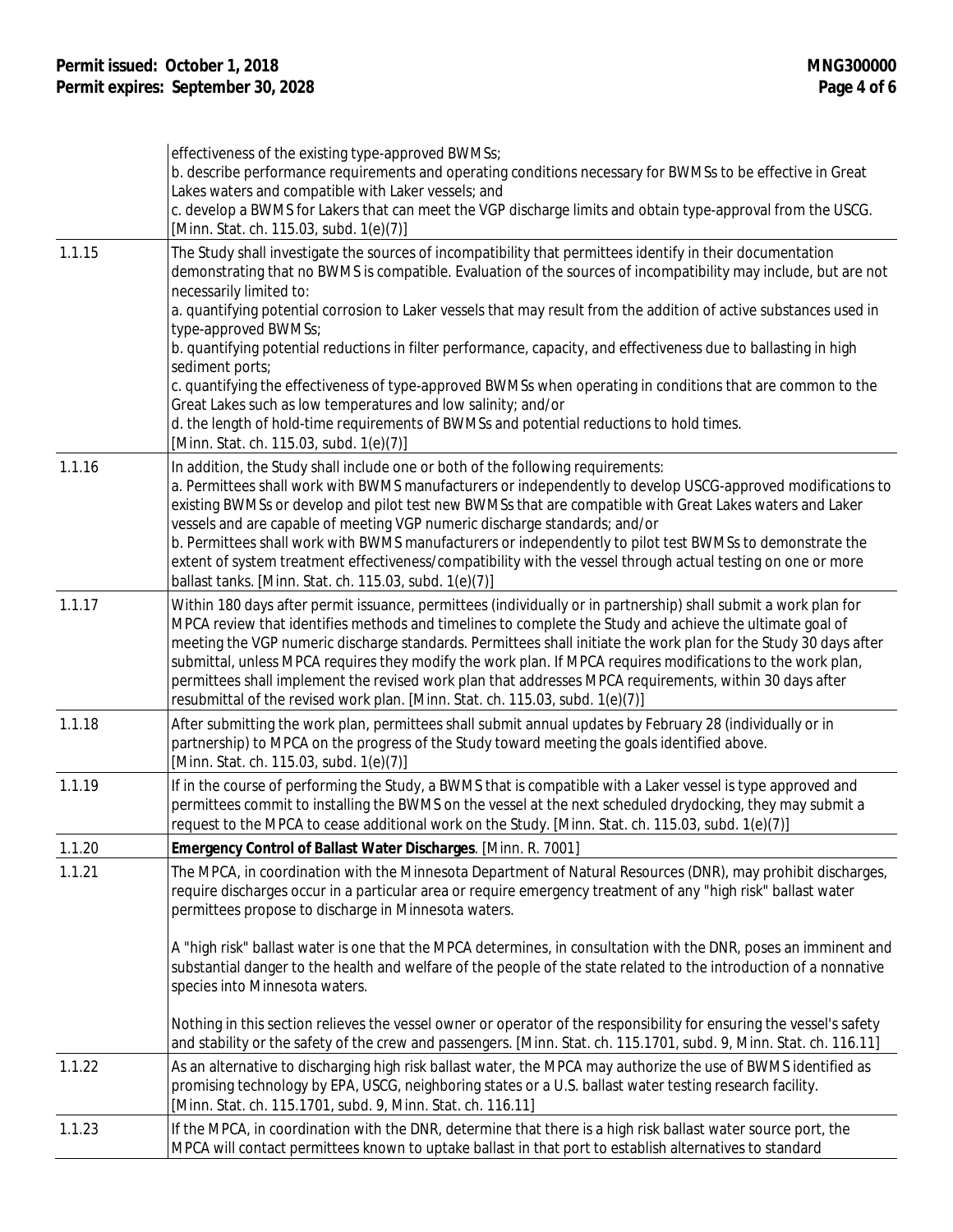| | |
|---|---|
| | effectiveness of the existing type-approved BWMSs;<br>b. describe performance requirements and operating conditions necessary for BWMSs to be effective in Great Lakes waters and compatible with Laker vessels; and<br>c. develop a BWMS for Lakers that can meet the VGP discharge limits and obtain type-approval from the USCG. [Minn. Stat. ch. 115.03, subd. 1(e)(7)] |
| 1.1.15 | The Study shall investigate the sources of incompatibility that permittees identify in their documentation demonstrating that no BWMS is compatible. Evaluation of the sources of incompatibility may include, but are not necessarily limited to:<br>a. quantifying potential corrosion to Laker vessels that may result from the addition of active substances used in type-approved BWMSs;<br>b. quantifying potential reductions in filter performance, capacity, and effectiveness due to ballasting in high sediment ports;<br>c. quantifying the effectiveness of type-approved BWMSs when operating in conditions that are common to the Great Lakes such as low temperatures and low salinity; and/or<br>d. the length of hold-time requirements of BWMSs and potential reductions to hold times.<br>[Minn. Stat. ch. 115.03, subd. 1(e)(7)] |
| 1.1.16 | In addition, the Study shall include one or both of the following requirements:<br>a. Permittees shall work with BWMS manufacturers or independently to develop USCG-approved modifications to existing BWMSs or develop and pilot test new BWMSs that are compatible with Great Lakes waters and Laker vessels and are capable of meeting VGP numeric discharge standards; and/or<br>b. Permittees shall work with BWMS manufacturers or independently to pilot test BWMSs to demonstrate the extent of system treatment effectiveness/compatibility with the vessel through actual testing on one or more ballast tanks. [Minn. Stat. ch. 115.03, subd. 1(e)(7)] |
| 1.1.17 | Within 180 days after permit issuance, permittees (individually or in partnership) shall submit a work plan for MPCA review that identifies methods and timelines to complete the Study and achieve the ultimate goal of meeting the VGP numeric discharge standards. Permittees shall initiate the work plan for the Study 30 days after submittal, unless MPCA requires they modify the work plan. If MPCA requires modifications to the work plan, permittees shall implement the revised work plan that addresses MPCA requirements, within 30 days after resubmittal of the revised work plan. [Minn. Stat. ch. 115.03, subd. 1(e)(7)] |
| 1.1.18 | After submitting the work plan, permittees shall submit annual updates by February 28 (individually or in partnership) to MPCA on the progress of the Study toward meeting the goals identified above.<br>[Minn. Stat. ch. 115.03, subd. 1(e)(7)] |
| 1.1.19 | If in the course of performing the Study, a BWMS that is compatible with a Laker vessel is type approved and permittees commit to installing the BWMS on the vessel at the next scheduled drydocking, they may submit a request to the MPCA to cease additional work on the Study. [Minn. Stat. ch. 115.03, subd. 1(e)(7)] |
| 1.1.20 | **Emergency Control of Ballast Water Discharges**. [Minn. R. 7001] |
| 1.1.21 | The MPCA, in coordination with the Minnesota Department of Natural Resources (DNR), may prohibit discharges, require discharges occur in a particular area or require emergency treatment of any "high risk" ballast water permittees propose to discharge in Minnesota waters.<br><br>A "high risk" ballast water is one that the MPCA determines, in consultation with the DNR, poses an imminent and substantial danger to the health and welfare of the people of the state related to the introduction of a nonnative species into Minnesota waters.<br><br>Nothing in this section relieves the vessel owner or operator of the responsibility for ensuring the vessel's safety and stability or the safety of the crew and passengers. [Minn. Stat. ch. 115.1701, subd. 9, Minn. Stat. ch. 116.11] |
| 1.1.22 | As an alternative to discharging high risk ballast water, the MPCA may authorize the use of BWMS identified as promising technology by EPA, USCG, neighboring states or a U.S. ballast water testing research facility.<br>[Minn. Stat. ch. 115.1701, subd. 9, Minn. Stat. ch. 116.11] |
| 1.1.23 | If the MPCA, in coordination with the DNR, determine that there is a high risk ballast water source port, the MPCA will contact permittees known to uptake ballast in that port to establish alternatives to standard |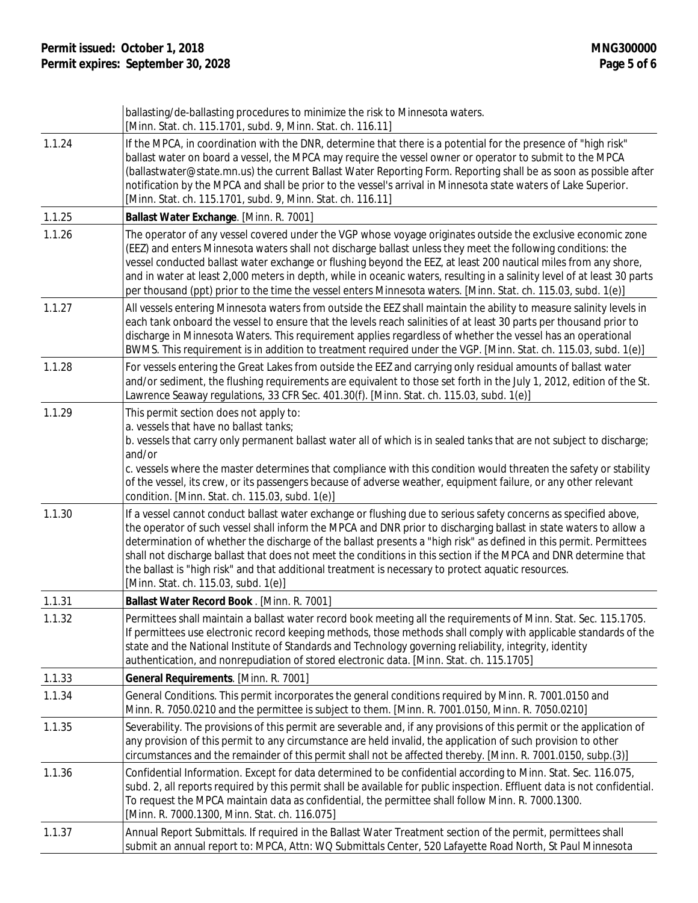| | |
|---|---|
| | ballasting/de-ballasting procedures to minimize the risk to Minnesota waters. [Minn. Stat. ch. 115.1701, subd. 9, Minn. Stat. ch. 116.11] |
| 1.1.24 | If the MPCA, in coordination with the DNR, determine that there is a potential for the presence of "high risk" ballast water on board a vessel, the MPCA may require the vessel owner or operator to submit to the MPCA (ballastwater@state.mn.us) the current Ballast Water Reporting Form. Reporting shall be as soon as possible after notification by the MPCA and shall be prior to the vessel's arrival in Minnesota state waters of Lake Superior. [Minn. Stat. ch. 115.1701, subd. 9, Minn. Stat. ch. 116.11] |
| 1.1.25 | **Ballast Water Exchange**. [Minn. R. 7001] |
| 1.1.26 | The operator of any vessel covered under the VGP whose voyage originates outside the exclusive economic zone (EEZ) and enters Minnesota waters shall not discharge ballast unless they meet the following conditions: the vessel conducted ballast water exchange or flushing beyond the EEZ, at least 200 nautical miles from any shore, and in water at least 2,000 meters in depth, while in oceanic waters, resulting in a salinity level of at least 30 parts per thousand (ppt) prior to the time the vessel enters Minnesota waters. [Minn. Stat. ch. 115.03, subd. 1(e)] |
| 1.1.27 | All vessels entering Minnesota waters from outside the EEZ shall maintain the ability to measure salinity levels in each tank onboard the vessel to ensure that the levels reach salinities of at least 30 parts per thousand prior to discharge in Minnesota Waters. This requirement applies regardless of whether the vessel has an operational BWMS. This requirement is in addition to treatment required under the VGP. [Minn. Stat. ch. 115.03, subd. 1(e)] |
| 1.1.28 | For vessels entering the Great Lakes from outside the EEZ and carrying only residual amounts of ballast water and/or sediment, the flushing requirements are equivalent to those set forth in the July 1, 2012, edition of the St. Lawrence Seaway regulations, 33 CFR Sec. 401.30(f). [Minn. Stat. ch. 115.03, subd. 1(e)] |
| 1.1.29 | This permit section does not apply to:<br>a. vessels that have no ballast tanks;<br>b. vessels that carry only permanent ballast water all of which is in sealed tanks that are not subject to discharge; and/or<br>c. vessels where the master determines that compliance with this condition would threaten the safety or stability of the vessel, its crew, or its passengers because of adverse weather, equipment failure, or any other relevant condition. [Minn. Stat. ch. 115.03, subd. 1(e)] |
| 1.1.30 | If a vessel cannot conduct ballast water exchange or flushing due to serious safety concerns as specified above, the operator of such vessel shall inform the MPCA and DNR prior to discharging ballast in state waters to allow a determination of whether the discharge of the ballast presents a "high risk" as defined in this permit. Permittees shall not discharge ballast that does not meet the conditions in this section if the MPCA and DNR determine that the ballast is "high risk" and that additional treatment is necessary to protect aquatic resources. [Minn. Stat. ch. 115.03, subd. 1(e)] |
| 1.1.31 | **Ballast Water Record Book** . [Minn. R. 7001] |
| 1.1.32 | Permittees shall maintain a ballast water record book meeting all the requirements of Minn. Stat. Sec. 115.1705. If permittees use electronic record keeping methods, those methods shall comply with applicable standards of the state and the National Institute of Standards and Technology governing reliability, integrity, identity authentication, and nonrepudiation of stored electronic data. [Minn. Stat. ch. 115.1705] |
| 1.1.33 | **General Requirements**. [Minn. R. 7001] |
| 1.1.34 | General Conditions. This permit incorporates the general conditions required by Minn. R. 7001.0150 and Minn. R. 7050.0210 and the permittee is subject to them. [Minn. R. 7001.0150, Minn. R. 7050.0210] |
| 1.1.35 | Severability. The provisions of this permit are severable and, if any provisions of this permit or the application of any provision of this permit to any circumstance are held invalid, the application of such provision to other circumstances and the remainder of this permit shall not be affected thereby. [Minn. R. 7001.0150, subp.(3)] |
| 1.1.36 | Confidential Information. Except for data determined to be confidential according to Minn. Stat. Sec. 116.075, subd. 2, all reports required by this permit shall be available for public inspection. Effluent data is not confidential. To request the MPCA maintain data as confidential, the permittee shall follow Minn. R. 7000.1300. [Minn. R. 7000.1300, Minn. Stat. ch. 116.075] |
| 1.1.37 | Annual Report Submittals. If required in the Ballast Water Treatment section of the permit, permittees shall submit an annual report to: MPCA, Attn: WQ Submittals Center, 520 Lafayette Road North, St Paul Minnesota |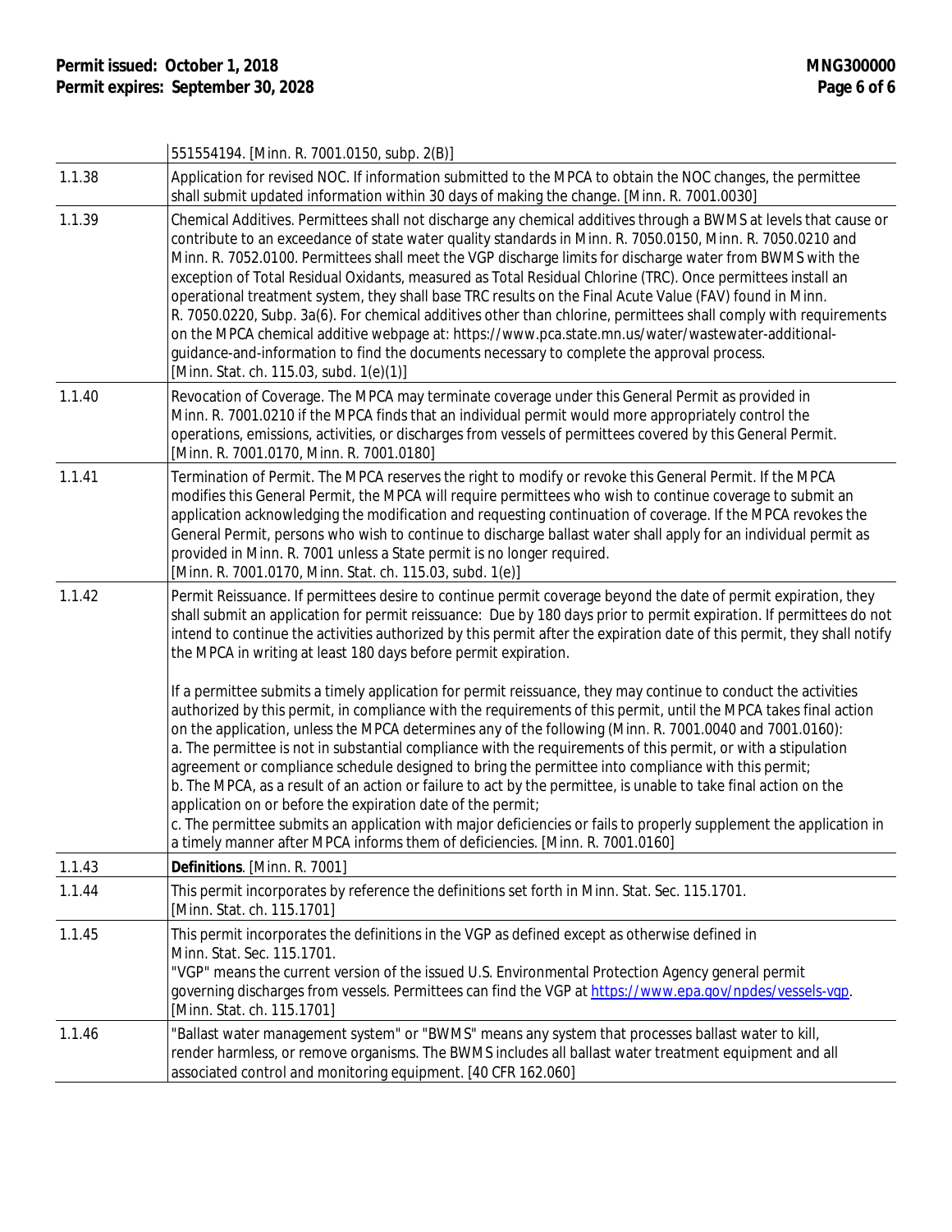| | |
|---|---|
| | 551554194. [Minn. R. 7001.0150, subp. 2(B)] |
| 1.1.38 | Application for revised NOC. If information submitted to the MPCA to obtain the NOC changes, the permittee shall submit updated information within 30 days of making the change. [Minn. R. 7001.0030] |
| 1.1.39 | Chemical Additives. Permittees shall not discharge any chemical additives through a BWMS at levels that cause or contribute to an exceedance of state water quality standards in Minn. R. 7050.0150, Minn. R. 7050.0210 and Minn. R. 7052.0100. Permittees shall meet the VGP discharge limits for discharge water from BWMS with the exception of Total Residual Oxidants, measured as Total Residual Chlorine (TRC). Once permittees install an operational treatment system, they shall base TRC results on the Final Acute Value (FAV) found in Minn. R. 7050.0220, Subp. 3a(6). For chemical additives other than chlorine, permittees shall comply with requirements on the MPCA chemical additive webpage at: https://www.pca.state.mn.us/water/wastewater-additional-guidance-and-information to find the documents necessary to complete the approval process. [Minn. Stat. ch. 115.03, subd. 1(e)(1)] |
| 1.1.40 | Revocation of Coverage. The MPCA may terminate coverage under this General Permit as provided in Minn. R. 7001.0210 if the MPCA finds that an individual permit would more appropriately control the operations, emissions, activities, or discharges from vessels of permittees covered by this General Permit. [Minn. R. 7001.0170, Minn. R. 7001.0180] |
| 1.1.41 | Termination of Permit. The MPCA reserves the right to modify or revoke this General Permit. If the MPCA modifies this General Permit, the MPCA will require permittees who wish to continue coverage to submit an application acknowledging the modification and requesting continuation of coverage. If the MPCA revokes the General Permit, persons who wish to continue to discharge ballast water shall apply for an individual permit as provided in Minn. R. 7001 unless a State permit is no longer required. [Minn. R. 7001.0170, Minn. Stat. ch. 115.03, subd. 1(e)] |
| 1.1.42 | Permit Reissuance. If permittees desire to continue permit coverage beyond the date of permit expiration, they shall submit an application for permit reissuance: Due by 180 days prior to permit expiration. If permittees do not intend to continue the activities authorized by this permit after the expiration date of this permit, they shall notify the MPCA in writing at least 180 days before permit expiration.<br><br>If a permittee submits a timely application for permit reissuance, they may continue to conduct the activities authorized by this permit, in compliance with the requirements of this permit, until the MPCA takes final action on the application, unless the MPCA determines any of the following (Minn. R. 7001.0040 and 7001.0160):<br>a. The permittee is not in substantial compliance with the requirements of this permit, or with a stipulation agreement or compliance schedule designed to bring the permittee into compliance with this permit;<br>b. The MPCA, as a result of an action or failure to act by the permittee, is unable to take final action on the application on or before the expiration date of the permit;<br>c. The permittee submits an application with major deficiencies or fails to properly supplement the application in a timely manner after MPCA informs them of deficiencies. [Minn. R. 7001.0160] |
| 1.1.43 | **Definitions**. [Minn. R. 7001] |
| 1.1.44 | This permit incorporates by reference the definitions set forth in Minn. Stat. Sec. 115.1701. [Minn. Stat. ch. 115.1701] |
| 1.1.45 | This permit incorporates the definitions in the VGP as defined except as otherwise defined in Minn. Stat. Sec. 115.1701.<br>"VGP" means the current version of the issued U.S. Environmental Protection Agency general permit governing discharges from vessels. Permittees can find the VGP at https://www.epa.gov/npdes/vessels-vgp. [Minn. Stat. ch. 115.1701] |
| 1.1.46 | "Ballast water management system" or "BWMS" means any system that processes ballast water to kill, render harmless, or remove organisms. The BWMS includes all ballast water treatment equipment and all associated control and monitoring equipment. [40 CFR 162.060] |